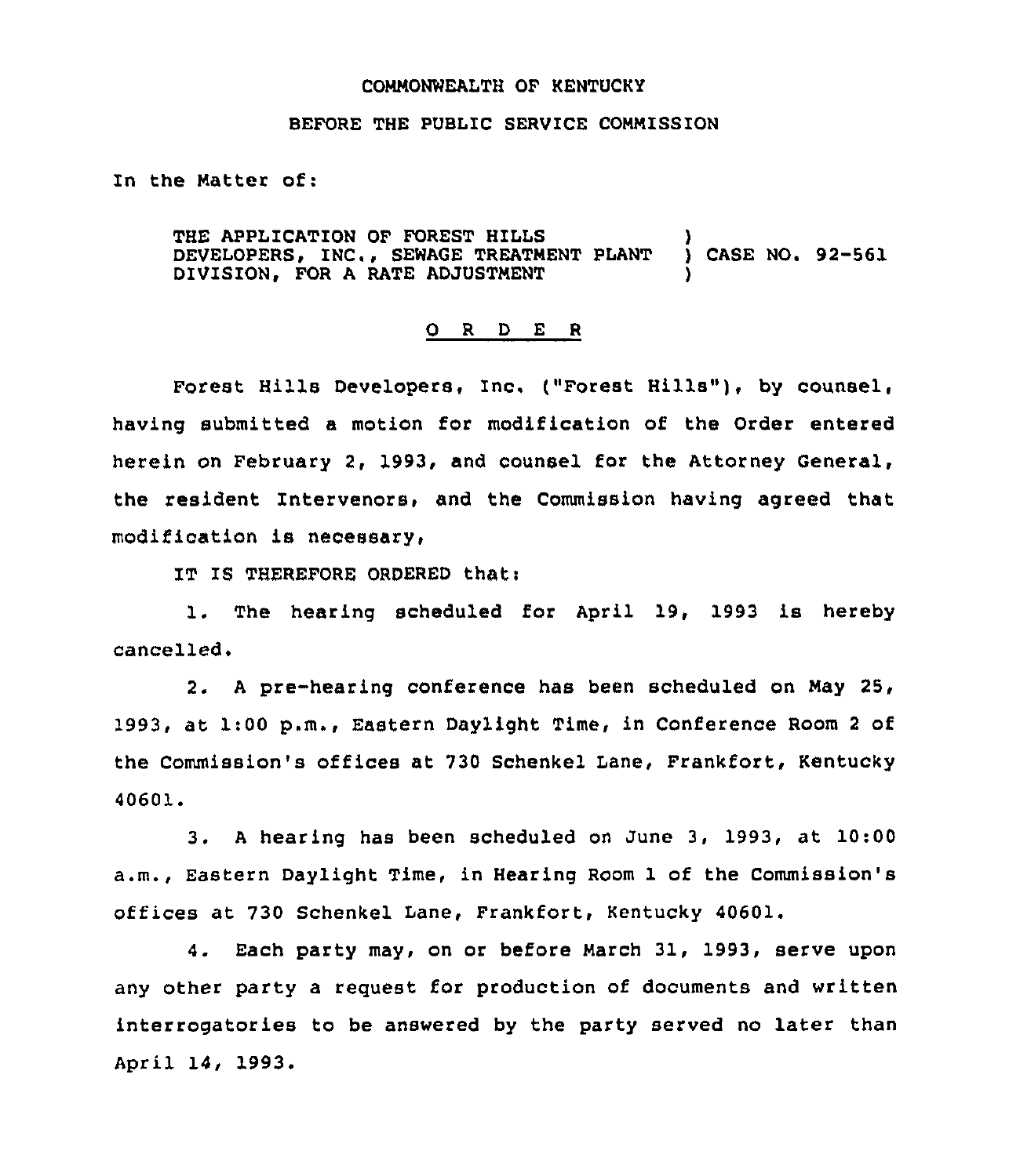COMMONWEALTH OF KENTUCKY

BEFORE THE PUBLIC SERVICE COMMISSION

In the Matter of:

THE APPLICATION OF FOREST HILLS DEVELOPERS, INC., SEWAGE TREATMENT PLANT DIVISION, FOR A RATE ADJUSTMENT ) CASE NO. 92-561

O R D E R

Forest Hills Developers, Inc. ("Forest Hills"), by counsel, having submitted a motion for modification of the Order entered herein on February 2, 1993, and counsel for the Attorney General, the resident Intervenors, and the Commission having agreed that modification is necessary,

IT IS THEREFORE ORDERED that:

1. The hearing scheduled for April 19, 1993 is hereby cancelled.

2. A pre-hearing conference has been scheduled on May 25, 1993, at 1:00 p.m., Eastern Daylight Time, in Conference Room 2 of the Commission's offices at 730 Schenkel Lane, Frankfort, Kentucky 40601.

3. A hearing has been scheduled on June 3, 1993, at 10:00 a.m., Eastern Daylight Time, in Hearing Room 1 of the Commission's offices at 730 Schenkel Lane, Frankfort, Kentucky 40601.

4. Each party may, on or before March 31, 1993, serve upon any other party a request for production of documents and written interrogatories to be answered by the party served no later than April 14, 1993.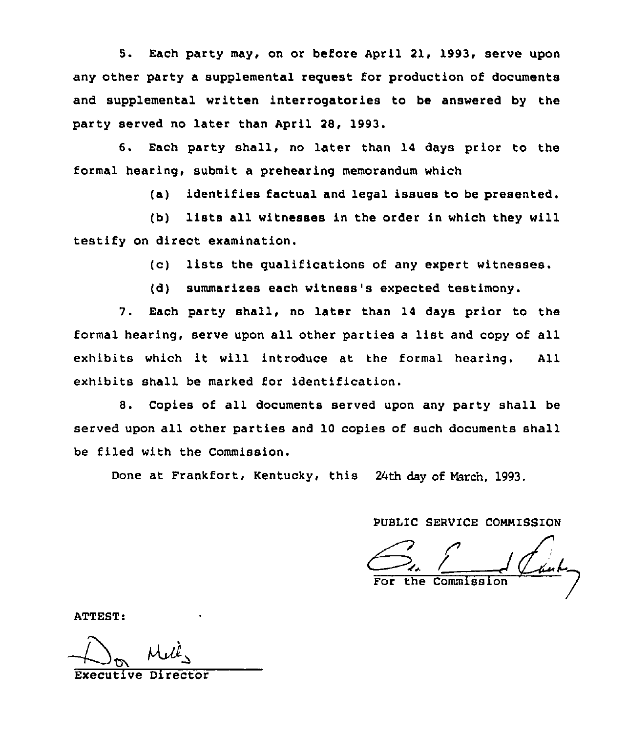5. Each party may, on or before April 21, 1993, serve upon any other party a supplemental request for production of documents and supplemental written interrogatories to be answered by the party served no later than April 28, 1993.

6. Each party shall, no later than 14 days prior to the formal hearing, submit a prehearing memorandum which

(a) identifies factual and legal issues to be presented.

(b) lists all witnesses in the order in which they will testify on direct examination.

(c) lists the qualifications of any expert witnesses.

(d) summarizes each witness's expected testimony.

7. Each party shall, no later than 14 days prior to the formal hearing, serve upon all other parties a list and copy of all exhibits which it will introduce at the formal hearing. All exhibits shall be marked for identification.

8. Copies of all documents served upon any party shall be served upon all other parties and 10 copies of such documents shall be filed with the Commission.

Done at Frankfort, Kentucky, this 24th day of March, 1993.

PUBLIC SERVICE COMMISSION

For the Commission

ATTEST:

Executive Director